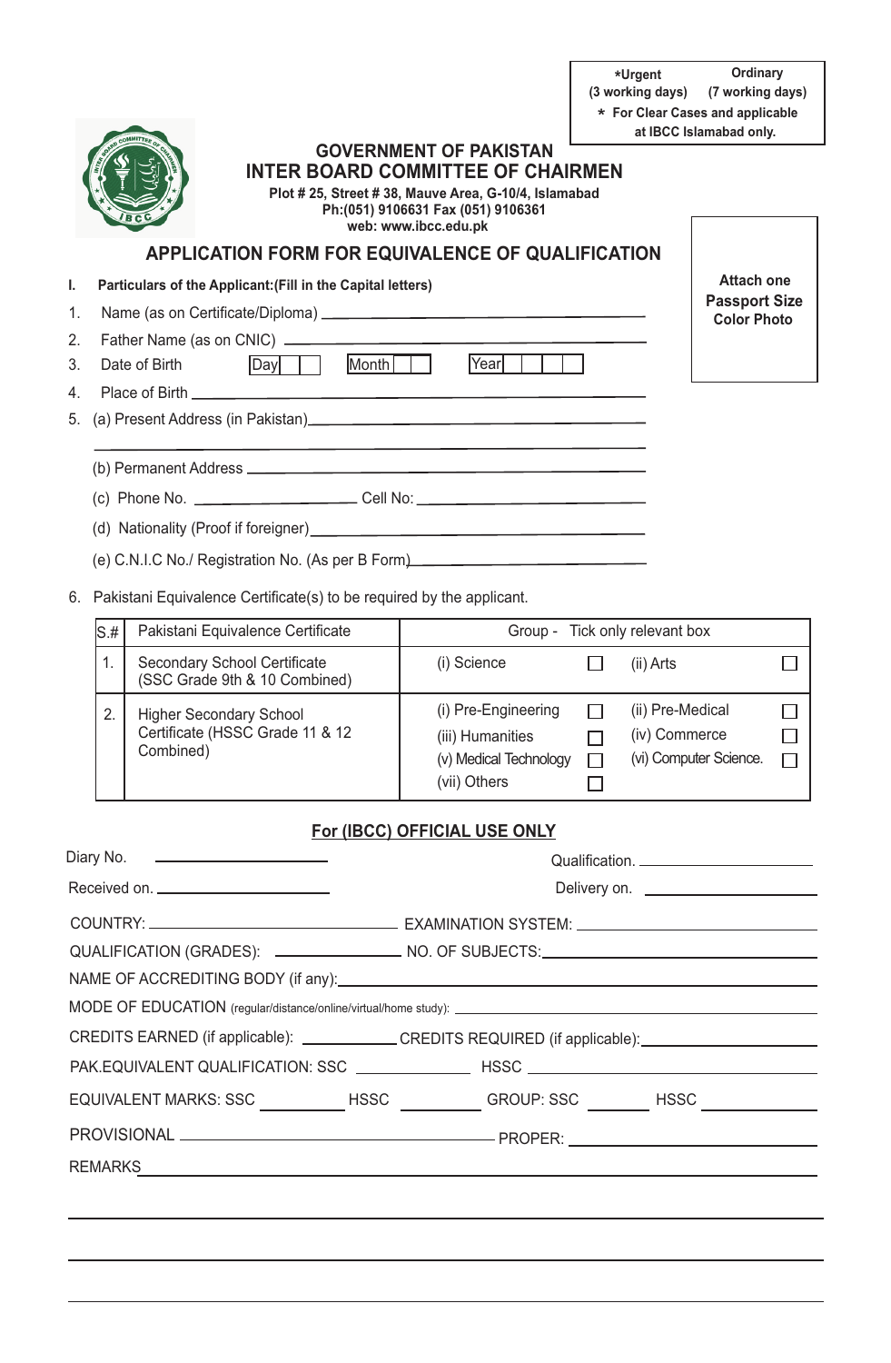| *Urgent (3 working days) | Ordinary (7 working days) |
|---|---|
| * For Clear Cases and applicable at IBCC Islamabad only. | |

# GOVERNMENT OF PAKISTAN
# INTER BOARD COMMITTEE OF CHAIRMEN

**Plot # 25, Street # 38, Mauve Area, G-10/4, Islamabad**
**Ph:(051) 9106631 Fax (051) 9106361**
**web: www.ibcc.edu.pk**

## APPLICATION FORM FOR EQUIVALENCE OF QUALIFICATION

**Attach one Passport Size Color Photo**

**I. Particulars of the Applicant:(Fill in the Capital letters)**

1. Name (as on Certificate/Diploma) ______________________________
2. Father Name (as on CNIC) ______________________________
3. Date of Birth   Day [ ][ ]   Month [ ][ ]   Year [ ][ ][ ][ ]
4. Place of Birth ______________________________
5. (a) Present Address (in Pakistan)______________________________
   ______________________________
   (b) Permanent Address ______________________________
   (c) Phone No. ______________ Cell No: ______________
   (d) Nationality (Proof if foreigner)______________________________
   (e) C.N.I.C No./ Registration No. (As per B Form)______________________________

6. Pakistani Equivalence Certificate(s) to be required by the applicant.

| S.# | Pakistani Equivalence Certificate | Group - Tick only relevant box | |
|---|---|---|---|
| 1. | Secondary School Certificate (SSC Grade 9th & 10 Combined) | (i) Science ☐ | (ii) Arts ☐ |
| 2. | Higher Secondary School Certificate (HSSC Grade 11 & 12 Combined) | (i) Pre-Engineering ☐<br>(iii) Humanities ☐<br>(v) Medical Technology ☐<br>(vii) Others ☐ | (ii) Pre-Medical ☐<br>(iv) Commerce ☐<br>(vi) Computer Science. ☐ |

### For (IBCC) OFFICIAL USE ONLY

Diary No. ______________ Qualification. ______________

Received on. ______________ Delivery on. ______________

COUNTRY: ______________ EXAMINATION SYSTEM: ______________

QUALIFICATION (GRADES): ______________ NO. OF SUBJECTS: ______________

NAME OF ACCREDITING BODY (if any): ______________________________

MODE OF EDUCATION (regular/distance/online/virtual/home study): ______________________________

CREDITS EARNED (if applicable): ______________ CREDITS REQUIRED (if applicable): ______________

PAK.EQUIVALENT QUALIFICATION: SSC ______________ HSSC ______________

EQUIVALENT MARKS: SSC ________ HSSC ________ GROUP: SSC ________ HSSC ________

PROVISIONAL ______________________________ PROPER: ______________________________

REMARKS______________________________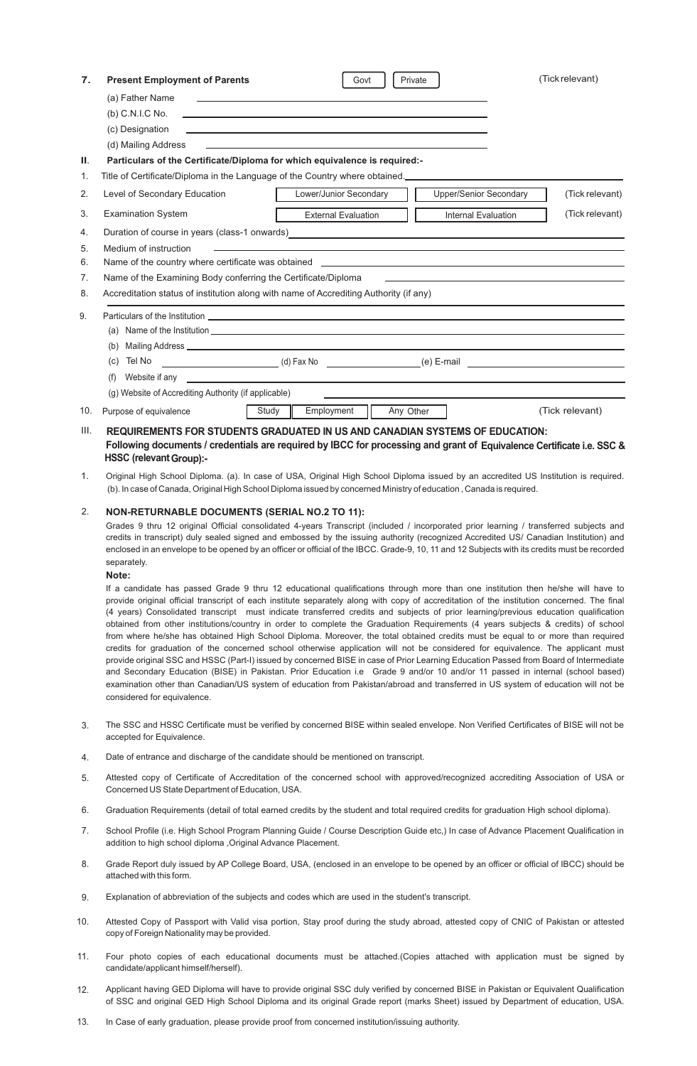**7. Present Employment of Parents** [ Govt ] [ Private ] (Tick relevant)

(a) Father Name ____________________

(b) C.N.I.C No. ____________________

(c) Designation ____________________

(d) Mailing Address ____________________

**II. Particulars of the Certificate/Diploma for which equivalence is required:-**

1. Title of Certificate/Diploma in the Language of the Country where obtained. ____________________
2. Level of Secondary Education [ Lower/Junior Secondary ] [ Upper/Senior Secondary ] (Tick relevant)
3. Examination System [ External Evaluation ] [ Internal Evaluation ] (Tick relevant)
4. Duration of course in years (class-1 onwards) ____________________
5. Medium of instruction ____________________
6. Name of the country where certificate was obtained ____________________
7. Name of the Examining Body conferring the Certificate/Diploma ____________________
8. Accreditation status of institution along with name of Accrediting Authority (if any) ____________________
9. Particulars of the Institution ____________________
   - (a) Name of the Institution ____________________
   - (b) Mailing Address ____________________
   - (c) Tel No ____________ (d) Fax No ____________ (e) E-mail ____________
   - (f) Website if any ____________________
   - (g) Website of Accrediting Authority (if applicable) ____________________
10. Purpose of equivalence [ Study ] [ Employment ] [ Any Other ] (Tick relevant)

**III. REQUIREMENTS FOR STUDENTS GRADUATED IN US AND CANADIAN SYSTEMS OF EDUCATION:**
**Following documents / credentials are required by IBCC for processing and grant of Equivalence Certificate i.e. SSC & HSSC (relevant Group):-**

1. Original High School Diploma. (a). In case of USA, Original High School Diploma issued by an accredited US Institution is required. (b). In case of Canada, Original High School Diploma issued by concerned Ministry of education , Canada is required.

2. **NON-RETURNABLE DOCUMENTS (SERIAL NO.2 TO 11):**

   Grades 9 thru 12 original Official consolidated 4-years Transcript (included / incorporated prior learning / transferred subjects and credits in transcript) duly sealed signed and embossed by the issuing authority (recognized Accredited US/ Canadian Institution) and enclosed in an envelope to be opened by an officer or official of the IBCC. Grade-9, 10, 11 and 12 Subjects with its credits must be recorded separately.

   **Note:**

   If a candidate has passed Grade 9 thru 12 educational qualifications through more than one institution then he/she will have to provide original official transcript of each institute separately along with copy of accreditation of the institution concerned. The final (4 years) Consolidated transcript must indicate transferred credits and subjects of prior learning/previous education qualification obtained from other institutions/country in order to complete the Graduation Requirements (4 years subjects & credits) of school from where he/she has obtained High School Diploma. Moreover, the total obtained credits must be equal to or more than required credits for graduation of the concerned school otherwise application will not be considered for equivalence. The applicant must provide original SSC and HSSC (Part-I) issued by concerned BISE in case of Prior Learning Education Passed from Board of Intermediate and Secondary Education (BISE) in Pakistan. Prior Education i.e Grade 9 and/or 10 and/or 11 passed in internal (school based) examination other than Canadian/US system of education from Pakistan/abroad and transferred in US system of education will not be considered for equivalence.

3. The SSC and HSSC Certificate must be verified by concerned BISE within sealed envelope. Non Verified Certificates of BISE will not be accepted for Equivalence.

4. Date of entrance and discharge of the candidate should be mentioned on transcript.

5. Attested copy of Certificate of Accreditation of the concerned school with approved/recognized accrediting Association of USA or Concerned US State Department of Education, USA.

6. Graduation Requirements (detail of total earned credits by the student and total required credits for graduation High school diploma).

7. School Profile (i.e. High School Program Planning Guide / Course Description Guide etc,) In case of Advance Placement Qualification in addition to high school diploma ,Original Advance Placement.

8. Grade Report duly issued by AP College Board, USA, (enclosed in an envelope to be opened by an officer or official of IBCC) should be attached with this form.

9. Explanation of abbreviation of the subjects and codes which are used in the student's transcript.

10. Attested Copy of Passport with Valid visa portion, Stay proof during the study abroad, attested copy of CNIC of Pakistan or attested copy of Foreign Nationality may be provided.

11. Four photo copies of each educational documents must be attached.(Copies attached with application must be signed by candidate/applicant himself/herself).

12. Applicant having GED Diploma will have to provide original SSC duly verified by concerned BISE in Pakistan or Equivalent Qualification of SSC and original GED High School Diploma and its original Grade report (marks Sheet) issued by Department of education, USA.

13. In Case of early graduation, please provide proof from concerned institution/issuing authority.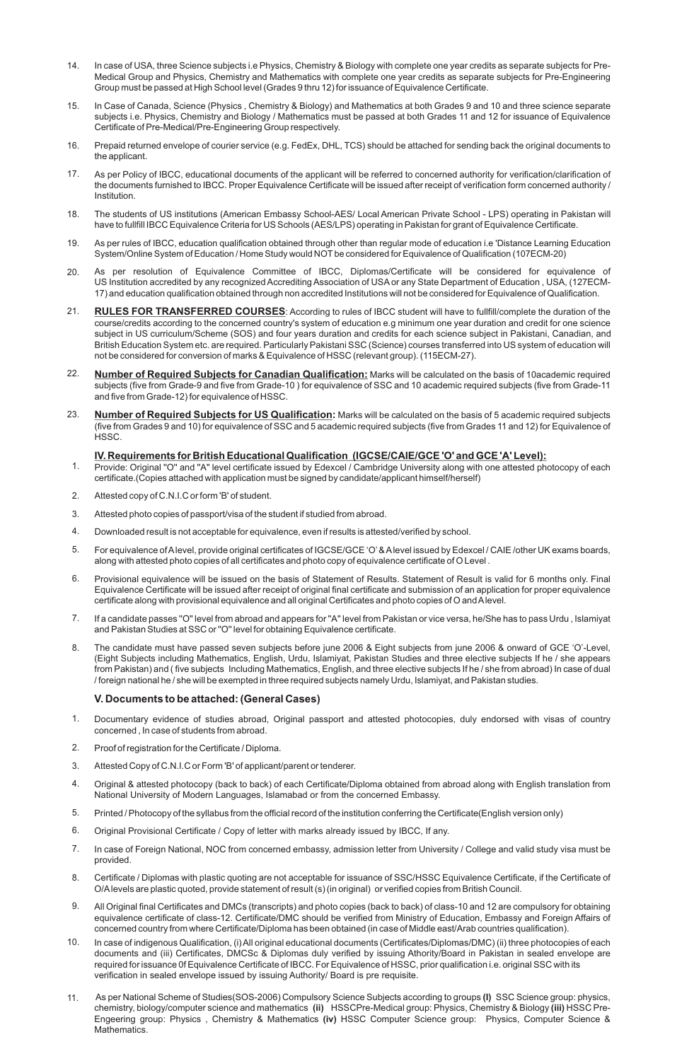14. In case of USA, three Science subjects i.e Physics, Chemistry & Biology with complete one year credits as separate subjects for Pre-Medical Group and Physics, Chemistry and Mathematics with complete one year credits as separate subjects for Pre-Engineering Group must be passed at High School level (Grades 9 thru 12) for issuance of Equivalence Certificate.

15. In Case of Canada, Science (Physics , Chemistry & Biology) and Mathematics at both Grades 9 and 10 and three science separate subjects i.e. Physics, Chemistry and Biology / Mathematics must be passed at both Grades 11 and 12 for issuance of Equivalence Certificate of Pre-Medical/Pre-Engineering Group respectively.

16. Prepaid returned envelope of courier service (e.g. FedEx, DHL, TCS) should be attached for sending back the original documents to the applicant.

17. As per Policy of IBCC, educational documents of the applicant will be referred to concerned authority for verification/clarification of the documents furnished to IBCC. Proper Equivalence Certificate will be issued after receipt of verification form concerned authority / Institution.

18. The students of US institutions (American Embassy School-AES/ Local American Private School - LPS) operating in Pakistan will have to fullfill IBCC Equivalence Criteria for US Schools (AES/LPS) operating in Pakistan for grant of Equivalence Certificate.

19. As per rules of IBCC, education qualification obtained through other than regular mode of education i.e 'Distance Learning Education System/Online System of Education / Home Study would NOT be considered for Equivalence of Qualification (107ECM-20)

20. As per resolution of Equivalence Committee of IBCC, Diplomas/Certificate will be considered for equivalence of US Institution accredited by any recognized Accrediting Association of USA or any State Department of Education , USA, (127ECM-17) and education qualification obtained through non accredited Institutions will not be considered for Equivalence of Qualification.

21. **RULES FOR TRANSFERRED COURSES**: According to rules of IBCC student will have to fullfill/complete the duration of the course/credits according to the concerned country's system of education e.g minimum one year duration and credit for one science subject in US curriculum/Scheme (SOS) and four years duration and credits for each science subject in Pakistani, Canadian, and British Education System etc. are required. Particularly Pakistani SSC (Science) courses transferred into US system of education will not be considered for conversion of marks & Equivalence of HSSC (relevant group). (115ECM-27).

22. **Number of Required Subjects for Canadian Qualification:** Marks will be calculated on the basis of 10academic required subjects (five from Grade-9 and five from Grade-10 ) for equivalence of SSC and 10 academic required subjects (five from Grade-11 and five from Grade-12) for equivalence of HSSC.

23. **Number of Required Subjects for US Qualification:** Marks will be calculated on the basis of 5 academic required subjects (five from Grades 9 and 10) for equivalence of SSC and 5 academic required subjects (five from Grades 11 and 12) for Equivalence of HSSC.

### IV. Requirements for British Educational Qualification (IGCSE/CAIE/GCE 'O' and GCE 'A' Level):

1. Provide: Original "O" and "A" level certificate issued by Edexcel / Cambridge University along with one attested photocopy of each certificate.(Copies attached with application must be signed by candidate/applicant himself/herself)
2. Attested copy of C.N.I.C or form 'B' of student.
3. Attested photo copies of passport/visa of the student if studied from abroad.
4. Downloaded result is not acceptable for equivalence, even if results is attested/verified by school.
5. For equivalence of A level, provide original certificates of IGCSE/GCE 'O' & A level issued by Edexcel / CAIE /other UK exams boards, along with attested photo copies of all certificates and photo copy of equivalence certificate of O Level .
6. Provisional equivalence will be issued on the basis of Statement of Results. Statement of Result is valid for 6 months only. Final Equivalence Certificate will be issued after receipt of original final certificate and submission of an application for proper equivalence certificate along with provisional equivalence and all original Certificates and photo copies of O and A level.
7. If a candidate passes "O" level from abroad and appears for "A" level from Pakistan or vice versa, he/She has to pass Urdu , Islamiyat and Pakistan Studies at SSC or "O" level for obtaining Equivalence certificate.
8. The candidate must have passed seven subjects before june 2006 & Eight subjects from june 2006 & onward of GCE 'O'-Level, (Eight Subjects including Mathematics, English, Urdu, Islamiyat, Pakistan Studies and three elective subjects If he / she appears from Pakistan) and ( five subjects Including Mathematics, English, and three elective subjects If he / she from abroad) In case of dual / foreign national he / she will be exempted in three required subjects namely Urdu, Islamiyat, and Pakistan studies.

### V. Documents to be attached: (General Cases)

1. Documentary evidence of studies abroad, Original passport and attested photocopies, duly endorsed with visas of country concerned , In case of students from abroad.
2. Proof of registration for the Certificate / Diploma.
3. Attested Copy of C.N.I.C or Form 'B' of applicant/parent or tenderer.
4. Original & attested photocopy (back to back) of each Certificate/Diploma obtained from abroad along with English translation from National University of Modern Languages, Islamabad or from the concerned Embassy.
5. Printed / Photocopy of the syllabus from the official record of the institution conferring the Certificate(English version only)
6. Original Provisional Certificate / Copy of letter with marks already issued by IBCC, If any.
7. In case of Foreign National, NOC from concerned embassy, admission letter from University / College and valid study visa must be provided.
8. Certificate / Diplomas with plastic quoting are not acceptable for issuance of SSC/HSSC Equivalence Certificate, if the Certificate of O/A levels are plastic quoted, provide statement of result (s) (in original) or verified copies from British Council.
9. All Original final Certificates and DMCs (transcripts) and photo copies (back to back) of class-10 and 12 are compulsory for obtaining equivalence certificate of class-12. Certificate/DMC should be verified from Ministry of Education, Embassy and Foreign Affairs of concerned country from where Certificate/Diploma has been obtained (in case of Middle east/Arab countries qualification).
10. In case of indigenous Qualification, (i) All original educational documents (Certificates/Diplomas/DMC) (ii) three photocopies of each documents and (iii) Certificates, DMCSc & Diplomas duly verified by issuing Athority/Board in Pakistan in sealed envelope are required for issuance 0f Equivalence Certificate of IBCC. For Equivalence of HSSC, prior qualification i.e. original SSC with its verification in sealed envelope issued by issuing Authority/ Board is pre requisite.
11. As per National Scheme of Studies(SOS-2006) Compulsory Science Subjects according to groups **(I)** SSC Science group: physics, chemistry, biology/computer science and mathematics **(ii)** HSSCPre-Medical group: Physics, Chemistry & Biology **(iii)** HSSC Pre-Engeering group: Physics , Chemistry & Mathematics **(iv)** HSSC Computer Science group: Physics, Computer Science & Mathematics.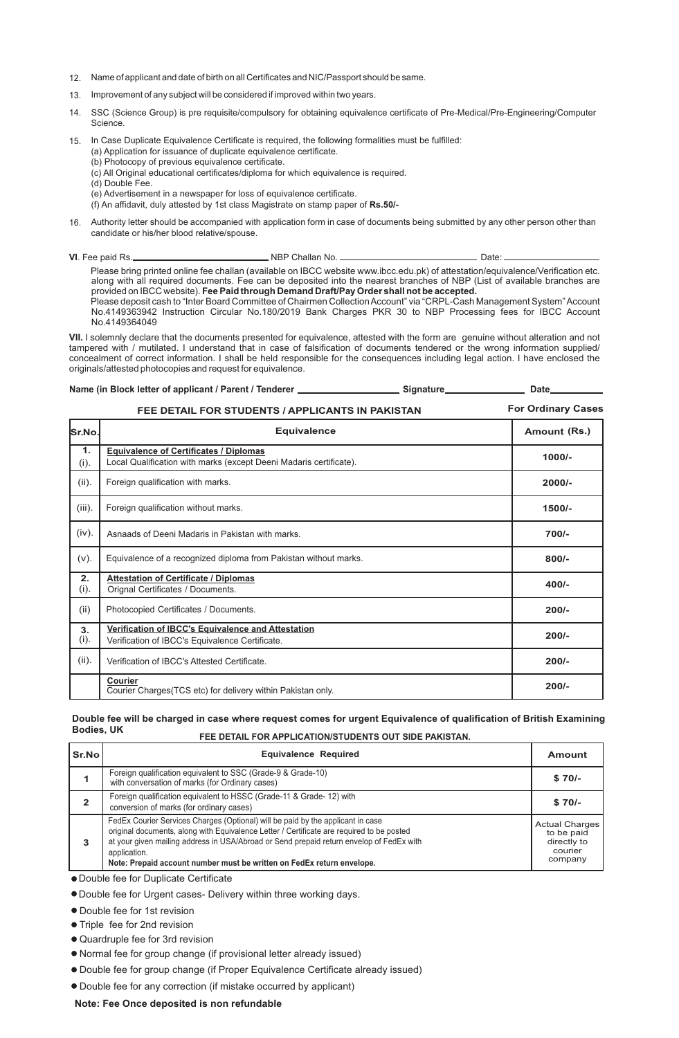12. Name of applicant and date of birth on all Certificates and NIC/Passport should be same.
13. Improvement of any subject will be considered if improved within two years.
14. SSC (Science Group) is pre requisite/compulsory for obtaining equivalence certificate of Pre-Medical/Pre-Engineering/Computer Science.
15. In Case Duplicate Equivalence Certificate is required, the following formalities must be fulfilled:
    (a) Application for issuance of duplicate equivalence certificate.
    (b) Photocopy of previous equivalence certificate.
    (c) All Original educational certificates/diploma for which equivalence is required.
    (d) Double Fee.
    (e) Advertisement in a newspaper for loss of equivalence certificate.
    (f) An affidavit, duly attested by 1st class Magistrate on stamp paper of **Rs.50/-**
16. Authority letter should be accompanied with application form in case of documents being submitted by any other person other than candidate or his/her blood relative/spouse.

**VI**. Fee paid Rs.________________ NBP Challan No. ________________ Date: ____________

Please bring printed online fee challan (available on IBCC website www.ibcc.edu.pk) of attestation/equivalence/Verification etc. along with all required documents. Fee can be deposited into the nearest branches of NBP (List of available branches are provided on IBCC website). **Fee Paid through Demand Draft/Pay Order shall not be accepted.**
Please deposit cash to "Inter Board Committee of Chairmen Collection Account" via "CRPL-Cash Management System" Account No.4149363942 Instruction Circular No.180/2019 Bank Charges PKR 30 to NBP Processing fees for IBCC Account No.4149364049

**VII.** I solemnly declare that the documents presented for equivalence, attested with the form are genuine without alteration and not tampered with / mutilated. I understand that in case of falsification of documents tendered or the wrong information supplied/ concealment of correct information. I shall be held responsible for the consequences including legal action. I have enclosed the originals/attested photocopies and request for equivalence.

**Name (in Block letter of applicant / Parent / Tenderer** ________________ **Signature**____________ **Date**__________

**FEE DETAIL FOR STUDENTS / APPLICANTS IN PAKISTAN** **For Ordinary Cases**

| Sr.No. | Equivalence | Amount (Rs.) |
|---|---|---|
| 1. (i). | **Equivalence of Certificates / Diplomas** Local Qualification with marks (except Deeni Madaris certificate). | 1000/- |
| (ii). | Foreign qualification with marks. | 2000/- |
| (iii). | Foreign qualification without marks. | 1500/- |
| (iv). | Asnaads of Deeni Madaris in Pakistan with marks. | 700/- |
| (v). | Equivalence of a recognized diploma from Pakistan without marks. | 800/- |
| 2. (i). | **Attestation of Certificate / Diplomas** Orignal Certificates / Documents. | 400/- |
| (ii) | Photocopied Certificates / Documents. | 200/- |
| 3. (i). | **Verification of IBCC's Equivalence and Attestation** Verification of IBCC's Equivalence Certificate. | 200/- |
| (ii). | Verification of IBCC's Attested Certificate. | 200/- |
| | **Courier** Courier Charges(TCS etc) for delivery within Pakistan only. | 200/- |

**Double fee will be charged in case where request comes for urgent Equivalence of qualification of British Examining Bodies, UK**

**FEE DETAIL FOR APPLICATION/STUDENTS OUT SIDE PAKISTAN.**

| Sr.No | Equivalence Required | Amount |
|---|---|---|
| 1 | Foreign qualification equivalent to SSC (Grade-9 & Grade-10) with conversation of marks (for Ordinary cases) | $ 70/- |
| 2 | Foreign qualification equivalent to HSSC (Grade-11 & Grade- 12) with conversion of marks (for ordinary cases) | $ 70/- |
| 3 | FedEx Courier Services Charges (Optional) will be paid by the applicant in case original documents, along with Equivalence Letter / Certificate are required to be posted at your given mailing address in USA/Abroad or Send prepaid return envelop of FedEx with application. **Note: Prepaid account number must be written on FedEx return envelope.** | Actual Charges to be paid directly to courier company |

- Double fee for Duplicate Certificate
- Double fee for Urgent cases- Delivery within three working days.
- Double fee for 1st revision
- Triple fee for 2nd revision
- Quardruple fee for 3rd revision
- Normal fee for group change (if provisional letter already issued)
- Double fee for group change (if Proper Equivalence Certificate already issued)
- Double fee for any correction (if mistake occurred by applicant)

**Note: Fee Once deposited is non refundable**